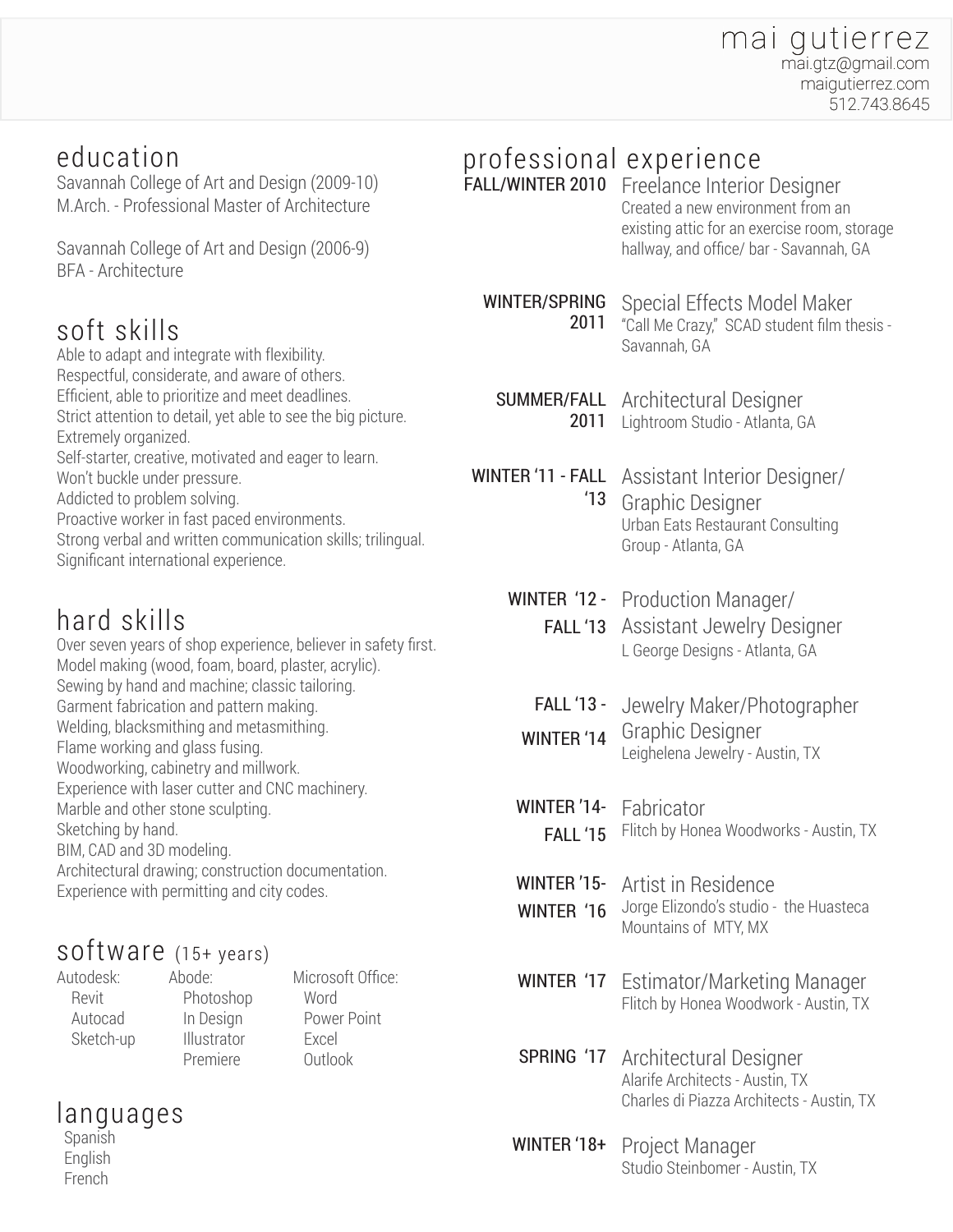# mai gutierrez

mai.gtz@gmail.com
maigutierrez.com
512.743.8645

## education

Savannah College of Art and Design (2009-10)
M.Arch. - Professional Master of Architecture

Savannah College of Art and Design (2006-9)
BFA - Architecture

## soft skills

Able to adapt and integrate with flexibility.
Respectful, considerate, and aware of others.
Efficient, able to prioritize and meet deadlines.
Strict attention to detail, yet able to see the big picture.
Extremely organized.
Self-starter, creative, motivated and eager to learn.
Won't buckle under pressure.
Addicted to problem solving.
Proactive worker in fast paced environments.
Strong verbal and written communication skills; trilingual.
Significant international experience.

## hard skills

Over seven years of shop experience, believer in safety first.
Model making (wood, foam, board, plaster, acrylic).
Sewing by hand and machine; classic tailoring.
Garment fabrication and pattern making.
Welding, blacksmithing and metasmithing.
Flame working and glass fusing.
Woodworking, cabinetry and millwork.
Experience with laser cutter and CNC machinery.
Marble and other stone sculpting.
Sketching by hand.
BIM, CAD and 3D modeling.
Architectural drawing; construction documentation.
Experience with permitting and city codes.

## software (15+ years)

| Autodesk: | Abode: | Microsoft Office: |
|---|---|---|
| Revit | Photoshop | Word |
| Autocad | In Design | Power Point |
| Sketch-up | Illustrator | Excel |
| | Premiere | Outlook |

## languages

Spanish
English
French

## professional experience

**FALL/WINTER 2010** — Freelance Interior Designer
Created a new environment from an existing attic for an exercise room, storage hallway, and office/ bar - Savannah, GA

**WINTER/SPRING 2011** — Special Effects Model Maker
"Call Me Crazy," SCAD student film thesis - Savannah, GA

**SUMMER/FALL 2011** — Architectural Designer
Lightroom Studio - Atlanta, GA

**WINTER '11 - FALL '13** — Assistant Interior Designer/ Graphic Designer
Urban Eats Restaurant Consulting Group - Atlanta, GA

**WINTER '12 - FALL '13** — Production Manager/ Assistant Jewelry Designer
L George Designs - Atlanta, GA

**FALL '13 - WINTER '14** — Jewelry Maker/Photographer Graphic Designer
Leighelena Jewelry - Austin, TX

**WINTER '14- FALL '15** — Fabricator
Flitch by Honea Woodworks - Austin, TX

**WINTER '15- WINTER '16** — Artist in Residence
Jorge Elizondo's studio - the Huasteca Mountains of MTY, MX

**WINTER '17** — Estimator/Marketing Manager
Flitch by Honea Woodwork - Austin, TX

**SPRING '17** — Architectural Designer
Alarife Architects - Austin, TX
Charles di Piazza Architects - Austin, TX

**WINTER '18+** — Project Manager
Studio Steinbomer - Austin, TX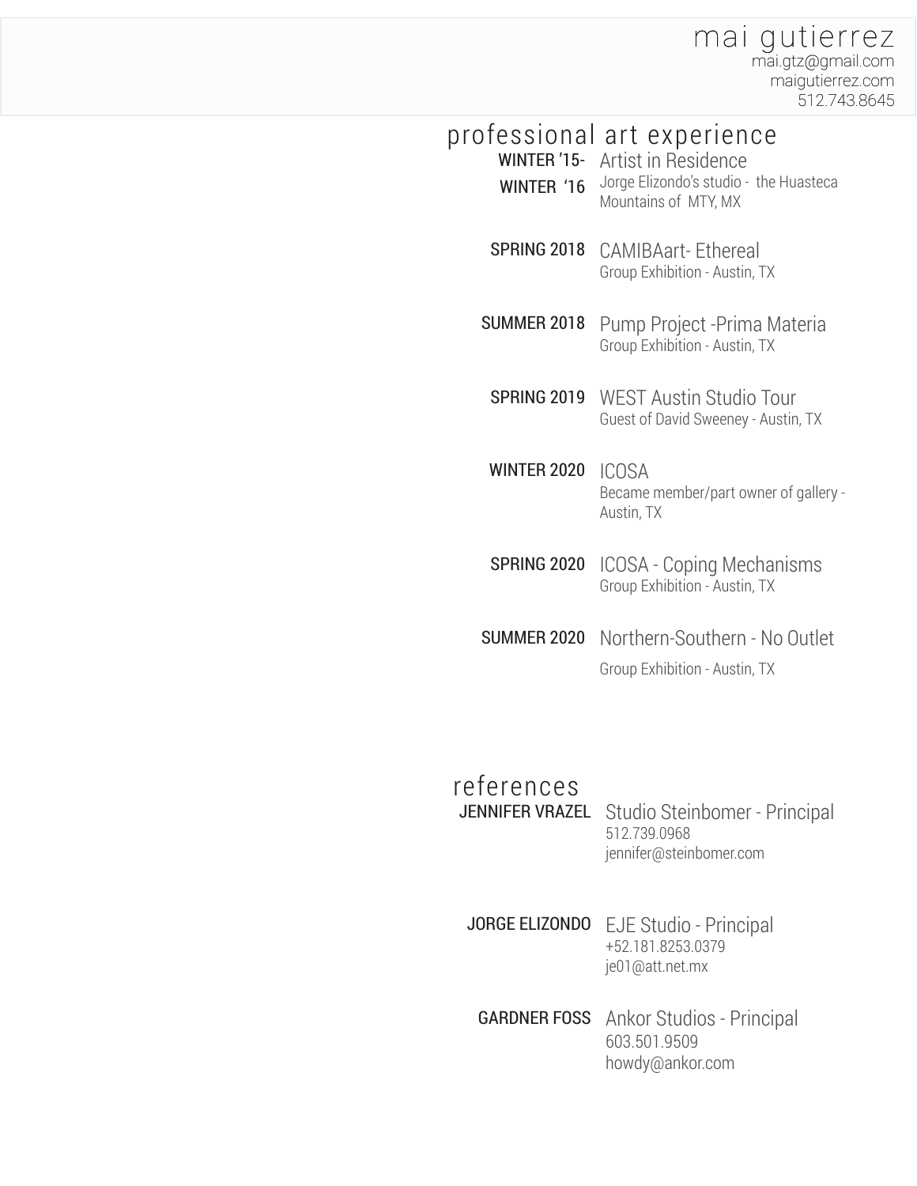# mai gutierrez

mai.gtz@gmail.com
maigutierrez.com
512.743.8645

## professional art experience

**WINTER '15- WINTER '16** Artist in Residence
Jorge Elizondo's studio - the Huasteca Mountains of MTY, MX

**SPRING 2018** CAMIBAart- Ethereal
Group Exhibition - Austin, TX

**SUMMER 2018** Pump Project -Prima Materia
Group Exhibition - Austin, TX

**SPRING 2019** WEST Austin Studio Tour
Guest of David Sweeney - Austin, TX

**WINTER 2020** ICOSA
Became member/part owner of gallery - Austin, TX

**SPRING 2020** ICOSA - Coping Mechanisms
Group Exhibition - Austin, TX

**SUMMER 2020** Northern-Southern - No Outlet
Group Exhibition - Austin, TX

## references

**JENNIFER VRAZEL** Studio Steinbomer - Principal
512.739.0968
jennifer@steinbomer.com

**JORGE ELIZONDO** EJE Studio - Principal
+52.181.8253.0379
je01@att.net.mx

**GARDNER FOSS** Ankor Studios - Principal
603.501.9509
howdy@ankor.com